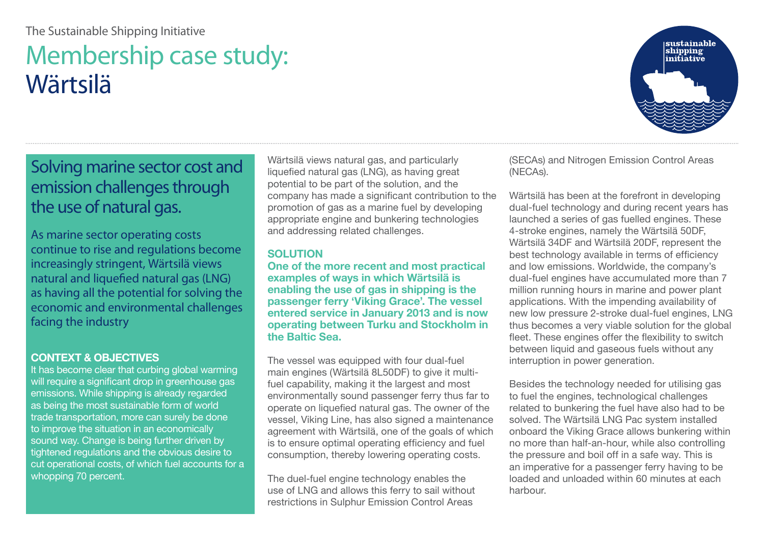The Sustainable Shipping Initiative

# Membership case study: Wärtsilä

## Solving marine sector cost and emission challenges through the use of natural gas.

As marine sector operating costs continue to rise and regulations become increasingly stringent, Wärtsilä views natural and liquefied natural gas (LNG) as having all the potential for solving the economic and environmental challenges facing the industry

### CONTEXT & OBJECTIVES

It has become clear that curbing global warming will require a significant drop in greenhouse gas emissions. While shipping is already regarded as being the most sustainable form of world trade transportation, more can surely be done to improve the situation in an economically sound way. Change is being further driven by tightened regulations and the obvious desire to cut operational costs, of which fuel accounts for a whopping 70 percent.

Wärtsilä views natural gas, and particularly liquefied natural gas (LNG), as having great potential to be part of the solution, and the company has made a significant contribution to the promotion of gas as a marine fuel by developing appropriate engine and bunkering technologies and addressing related challenges.

### SOLUTION

**One of the more recent and most practical examples of ways in which Wärtsilä is enabling the use of gas in shipping is the passenger ferry 'Viking Grace'. The vessel entered service in January 2013 and is now operating between Turku and Stockholm in the Baltic Sea.**

The vessel was equipped with four dual-fuel main engines (Wärtsilä 8L50DF) to give it multi-fuel capability, making it the largest and most environmentally sound passenger ferry thus far to operate on liquefied natural gas. The owner of the vessel, Viking Line, has also signed a maintenance agreement with Wärtsilä, one of the goals of which is to ensure optimal operating efficiency and fuel consumption, thereby lowering operating costs.

The duel-fuel engine technology enables the use of LNG and allows this ferry to sail without restrictions in Sulphur Emission Control Areas (SECAs) and Nitrogen Emission Control Areas (NECAs).

Wärtsilä has been at the forefront in developing dual-fuel technology and during recent years has launched a series of gas fuelled engines. These 4-stroke engines, namely the Wärtsilä 50DF, Wärtsilä 34DF and Wärtsilä 20DF, represent the best technology available in terms of efficiency and low emissions. Worldwide, the company's dual-fuel engines have accumulated more than 7 million running hours in marine and power plant applications. With the impending availability of new low pressure 2-stroke dual-fuel engines, LNG thus becomes a very viable solution for the global fleet. These engines offer the flexibility to switch between liquid and gaseous fuels without any interruption in power generation.

Besides the technology needed for utilising gas to fuel the engines, technological challenges related to bunkering the fuel have also had to be solved. The Wärtsilä LNG Pac system installed onboard the Viking Grace allows bunkering within no more than half-an-hour, while also controlling the pressure and boil off in a safe way. This is an imperative for a passenger ferry having to be loaded and unloaded within 60 minutes at each harbour.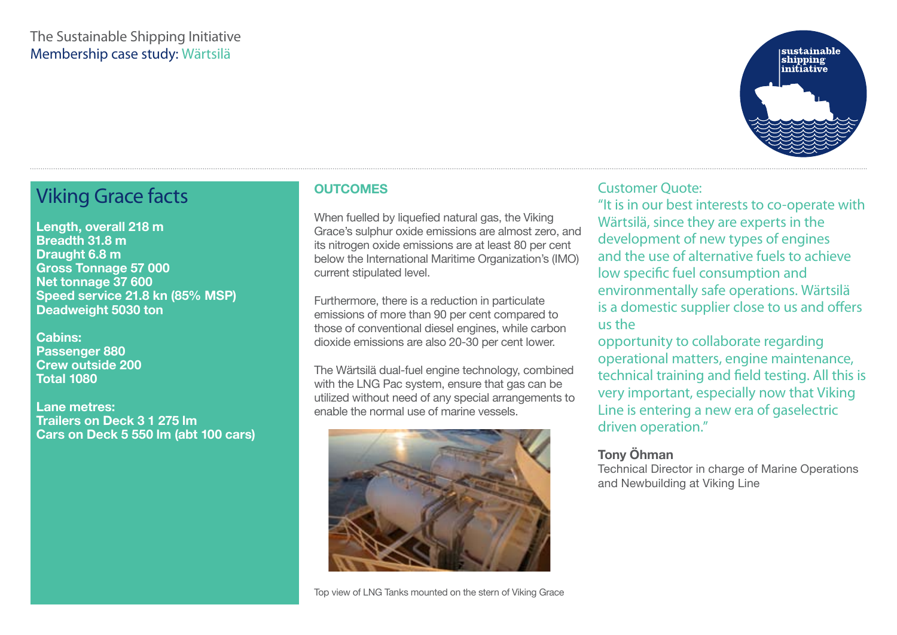The Sustainable Shipping Initiative
Membership case study: Wärtsilä

## Viking Grace facts

**Length, overall 218 m**
**Breadth 31.8 m**
**Draught 6.8 m**
**Gross Tonnage 57 000**
**Net tonnage 37 600**
**Speed service 21.8 kn (85% MSP)**
**Deadweight 5030 ton**

**Cabins:**
**Passenger 880**
**Crew outside 200**
**Total 1080**

**Lane metres:**
**Trailers on Deck 3 1 275 lm**
**Cars on Deck 5 550 lm (abt 100 cars)**

## OUTCOMES

When fuelled by liquefied natural gas, the Viking Grace's sulphur oxide emissions are almost zero, and its nitrogen oxide emissions are at least 80 per cent below the International Maritime Organization's (IMO) current stipulated level.

Furthermore, there is a reduction in particulate emissions of more than 90 per cent compared to those of conventional diesel engines, while carbon dioxide emissions are also 20-30 per cent lower.

The Wärtsilä dual-fuel engine technology, combined with the LNG Pac system, ensure that gas can be utilized without need of any special arrangements to enable the normal use of marine vessels.

Top view of LNG Tanks mounted on the stern of Viking Grace

Customer Quote:
"It is in our best interests to co-operate with Wärtsilä, since they are experts in the development of new types of engines and the use of alternative fuels to achieve low specific fuel consumption and environmentally safe operations. Wärtsilä is a domestic supplier close to us and offers us the opportunity to collaborate regarding operational matters, engine maintenance, technical training and field testing. All this is very important, especially now that Viking Line is entering a new era of gaselectric driven operation."

**Tony Öhman**
Technical Director in charge of Marine Operations and Newbuilding at Viking Line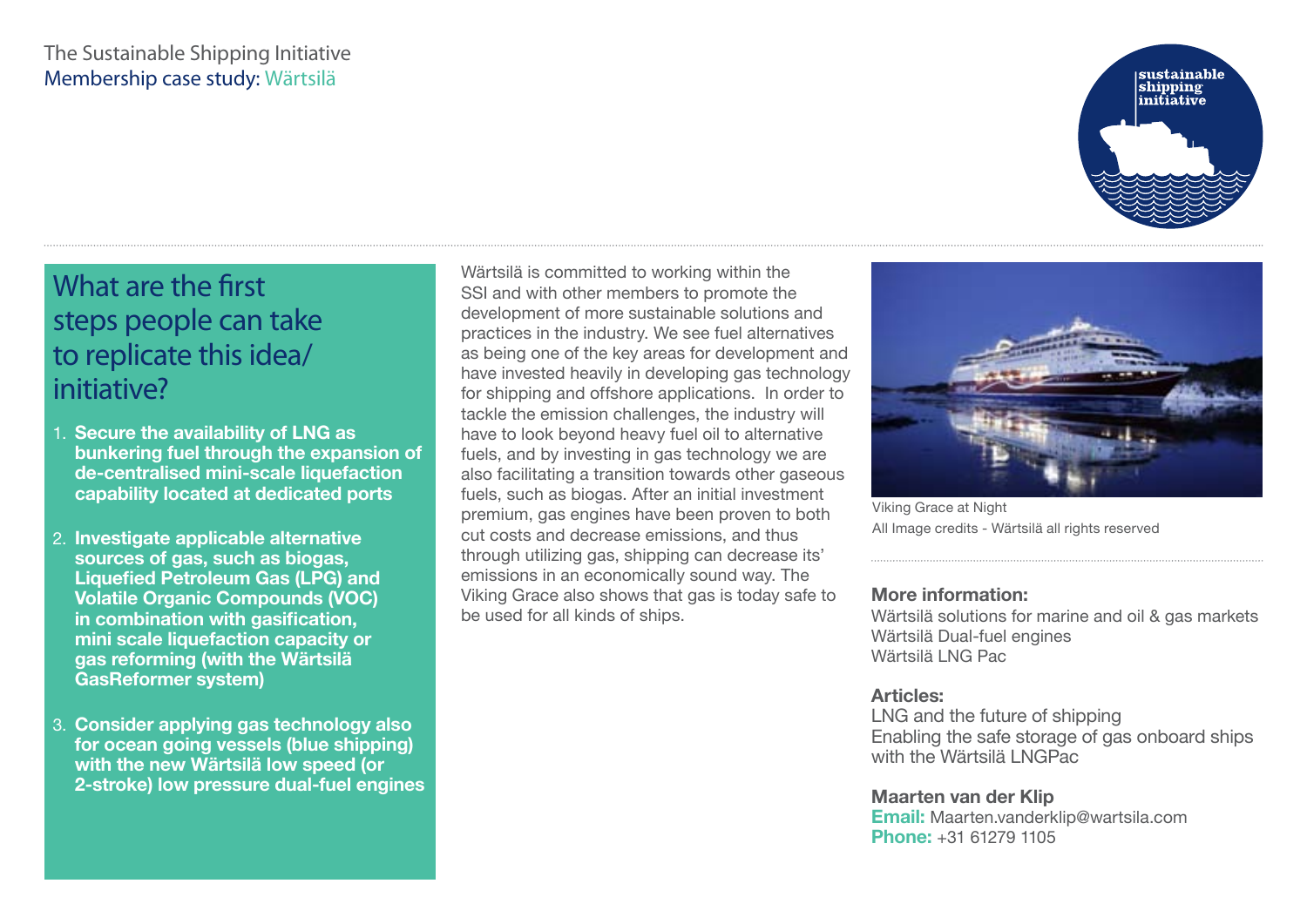The Sustainable Shipping Initiative
Membership case study: Wärtsilä

## What are the first steps people can take to replicate this idea/ initiative?

1. **Secure the availability of LNG as bunkering fuel through the expansion of de-centralised mini-scale liquefaction capability located at dedicated ports**
2. **Investigate applicable alternative sources of gas, such as biogas, Liquefied Petroleum Gas (LPG) and Volatile Organic Compounds (VOC) in combination with gasification, mini scale liquefaction capacity or gas reforming (with the Wärtsilä GasReformer system)**
3. **Consider applying gas technology also for ocean going vessels (blue shipping) with the new Wärtsilä low speed (or 2-stroke) low pressure dual-fuel engines**

Wärtsilä is committed to working within the SSI and with other members to promote the development of more sustainable solutions and practices in the industry. We see fuel alternatives as being one of the key areas for development and have invested heavily in developing gas technology for shipping and offshore applications. In order to tackle the emission challenges, the industry will have to look beyond heavy fuel oil to alternative fuels, and by investing in gas technology we are also facilitating a transition towards other gaseous fuels, such as biogas. After an initial investment premium, gas engines have been proven to both cut costs and decrease emissions, and thus through utilizing gas, shipping can decrease its' emissions in an economically sound way. The Viking Grace also shows that gas is today safe to be used for all kinds of ships.

Viking Grace at Night
All Image credits - Wärtsilä all rights reserved

**More information:**
Wärtsilä solutions for marine and oil & gas markets
Wärtsilä Dual-fuel engines
Wärtsilä LNG Pac

**Articles:**
LNG and the future of shipping
Enabling the safe storage of gas onboard ships with the Wärtsilä LNGPac

**Maarten van der Klip**
**Email:** Maarten.vanderklip@wartsila.com
**Phone:** +31 61279 1105